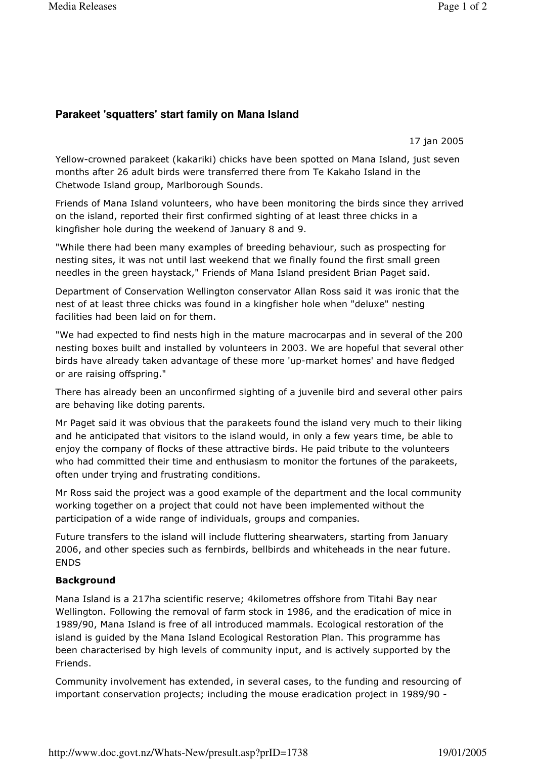## Parakeet 'squatters' start family on Mana Island

17 jan 2005

Yellow-crowned parakeet (kakariki) chicks have been spotted on Mana Island, just seven months after 26 adult birds were transferred there from Te Kakaho Island in the Chetwode Island group, Marlborough Sounds.

Friends of Mana Island volunteers, who have been monitoring the birds since they arrived on the island, reported their first confirmed sighting of at least three chicks in a kingfisher hole during the weekend of January 8 and 9.

"While there had been many examples of breeding behaviour, such as prospecting for nesting sites, it was not until last weekend that we finally found the first small green needles in the green haystack," Friends of Mana Island president Brian Paget said.

Department of Conservation Wellington conservator Allan Ross said it was ironic that the nest of at least three chicks was found in a kingfisher hole when "deluxe" nesting facilities had been laid on for them.

"We had expected to find nests high in the mature macrocarpas and in several of the 200 nesting boxes built and installed by volunteers in 2003. We are hopeful that several other birds have already taken advantage of these more 'up-market homes' and have fledged or are raising offspring."

There has already been an unconfirmed sighting of a juvenile bird and several other pairs are behaving like doting parents.

Mr Paget said it was obvious that the parakeets found the island very much to their liking and he anticipated that visitors to the island would, in only a few years time, be able to enjoy the company of flocks of these attractive birds. He paid tribute to the volunteers who had committed their time and enthusiasm to monitor the fortunes of the parakeets, often under trying and frustrating conditions.

Mr Ross said the project was a good example of the department and the local community working together on a project that could not have been implemented without the participation of a wide range of individuals, groups and companies.

Future transfers to the island will include fluttering shearwaters, starting from January 2006, and other species such as fernbirds, bellbirds and whiteheads in the near future. ENDS

**Background**

Mana Island is a 217ha scientific reserve; 4kilometres offshore from Titahi Bay near Wellington. Following the removal of farm stock in 1986, and the eradication of mice in 1989/90, Mana Island is free of all introduced mammals. Ecological restoration of the island is guided by the Mana Island Ecological Restoration Plan. This programme has been characterised by high levels of community input, and is actively supported by the Friends.

Community involvement has extended, in several cases, to the funding and resourcing of important conservation projects; including the mouse eradication project in 1989/90 -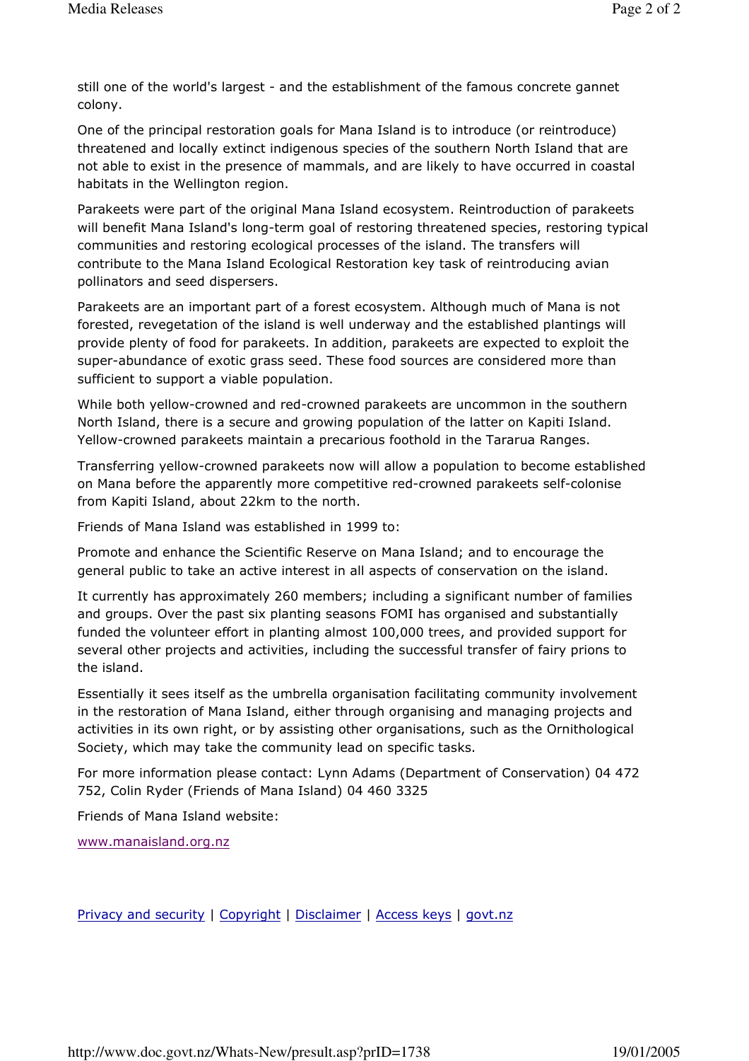still one of the world's largest - and the establishment of the famous concrete gannet colony.

One of the principal restoration goals for Mana Island is to introduce (or reintroduce) threatened and locally extinct indigenous species of the southern North Island that are not able to exist in the presence of mammals, and are likely to have occurred in coastal habitats in the Wellington region.

Parakeets were part of the original Mana Island ecosystem. Reintroduction of parakeets will benefit Mana Island's long-term goal of restoring threatened species, restoring typical communities and restoring ecological processes of the island. The transfers will contribute to the Mana Island Ecological Restoration key task of reintroducing avian pollinators and seed dispersers.

Parakeets are an important part of a forest ecosystem. Although much of Mana is not forested, revegetation of the island is well underway and the established plantings will provide plenty of food for parakeets. In addition, parakeets are expected to exploit the super-abundance of exotic grass seed. These food sources are considered more than sufficient to support a viable population.

While both yellow-crowned and red-crowned parakeets are uncommon in the southern North Island, there is a secure and growing population of the latter on Kapiti Island. Yellow-crowned parakeets maintain a precarious foothold in the Tararua Ranges.

Transferring yellow-crowned parakeets now will allow a population to become established on Mana before the apparently more competitive red-crowned parakeets self-colonise from Kapiti Island, about 22km to the north.

Friends of Mana Island was established in 1999 to:

Promote and enhance the Scientific Reserve on Mana Island; and to encourage the general public to take an active interest in all aspects of conservation on the island.

It currently has approximately 260 members; including a significant number of families and groups. Over the past six planting seasons FOMI has organised and substantially funded the volunteer effort in planting almost 100,000 trees, and provided support for several other projects and activities, including the successful transfer of fairy prions to the island.

Essentially it sees itself as the umbrella organisation facilitating community involvement in the restoration of Mana Island, either through organising and managing projects and activities in its own right, or by assisting other organisations, such as the Ornithological Society, which may take the community lead on specific tasks.

For more information please contact: Lynn Adams (Department of Conservation) 04 472 752, Colin Ryder (Friends of Mana Island) 04 460 3325

Friends of Mana Island website:

www.manaisland.org.nz

Privacy and security | Copyright | Disclaimer | Access keys | govt.nz